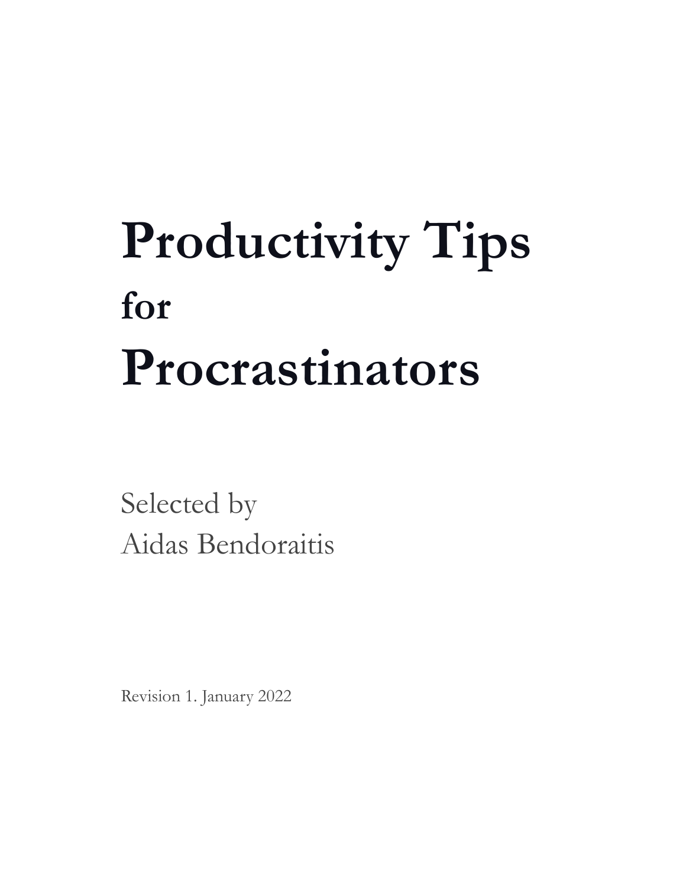# Productivity Tips for Procrastinators

Selected by
Aidas Bendoraitis

Revision 1. January 2022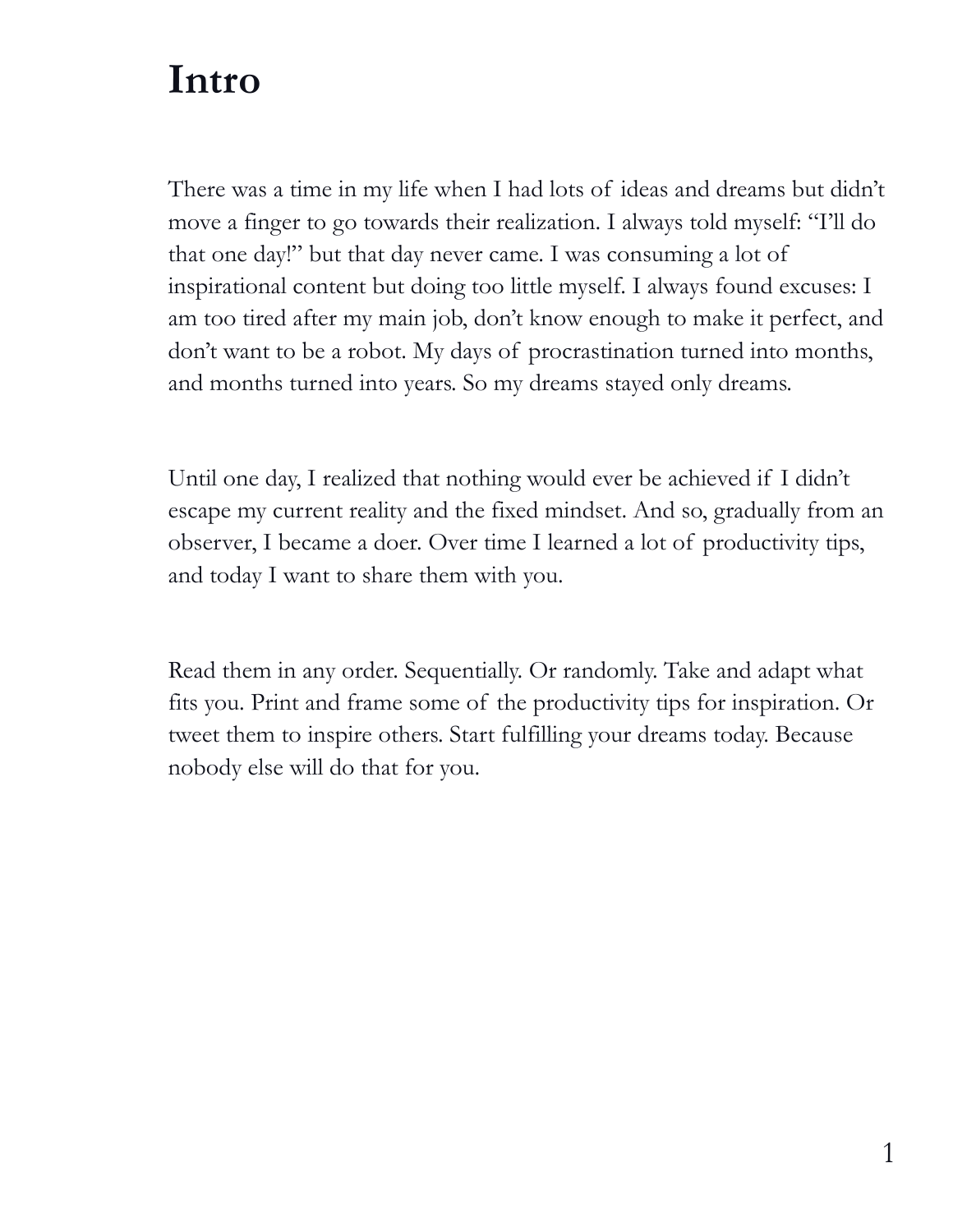# Intro

There was a time in my life when I had lots of ideas and dreams but didn't move a finger to go towards their realization. I always told myself: "I'll do that one day!" but that day never came. I was consuming a lot of inspirational content but doing too little myself. I always found excuses: I am too tired after my main job, don't know enough to make it perfect, and don't want to be a robot. My days of procrastination turned into months, and months turned into years. So my dreams stayed only dreams.

Until one day, I realized that nothing would ever be achieved if I didn't escape my current reality and the fixed mindset. And so, gradually from an observer, I became a doer. Over time I learned a lot of productivity tips, and today I want to share them with you.

Read them in any order. Sequentially. Or randomly. Take and adapt what fits you. Print and frame some of the productivity tips for inspiration. Or tweet them to inspire others. Start fulfilling your dreams today. Because nobody else will do that for you.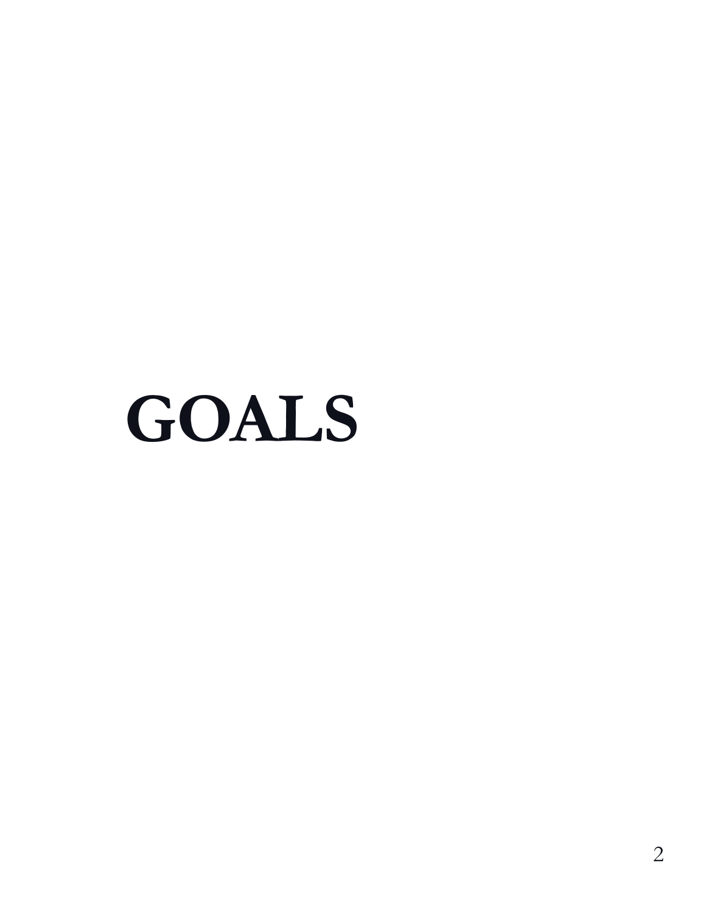# GOALS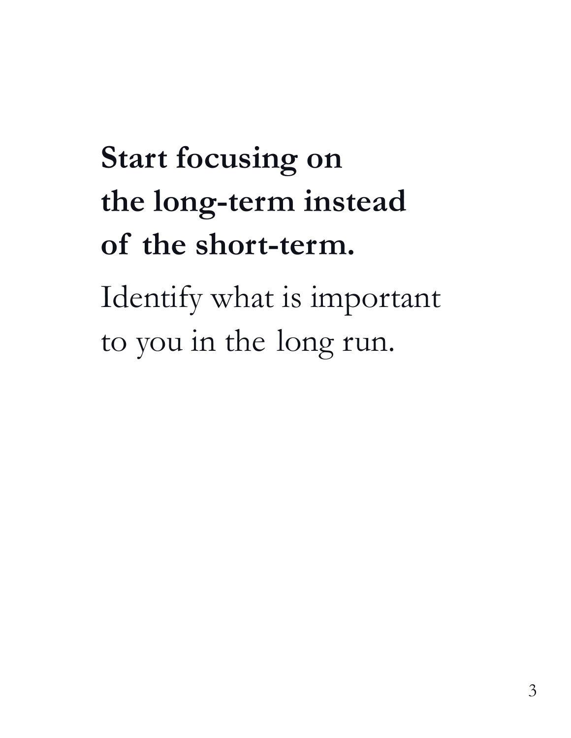**Start focusing on the long-term instead of the short-term.**

Identify what is important to you in the long run.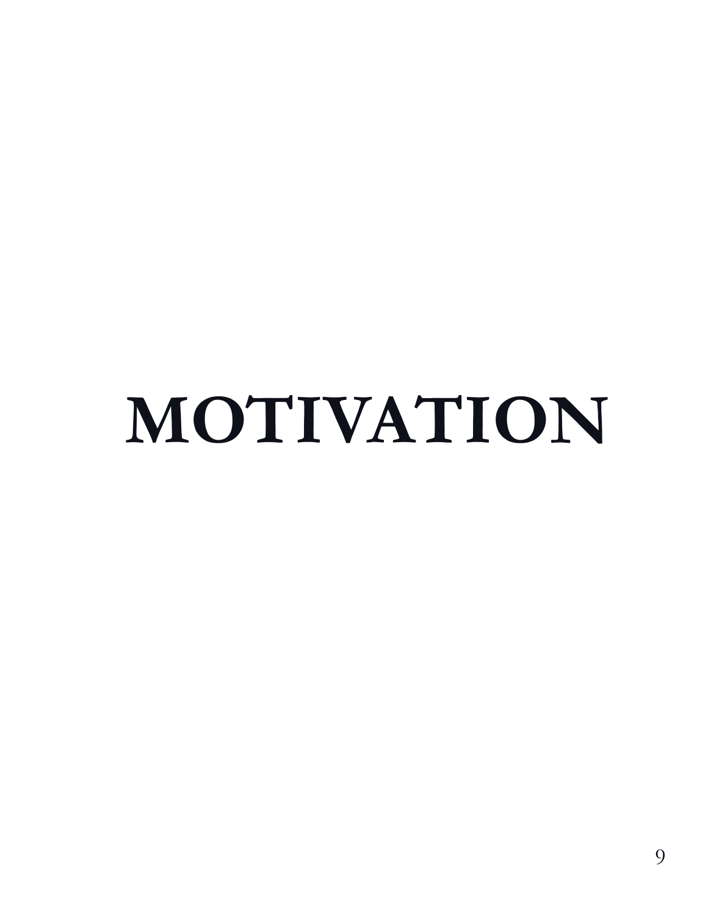# MOTIVATION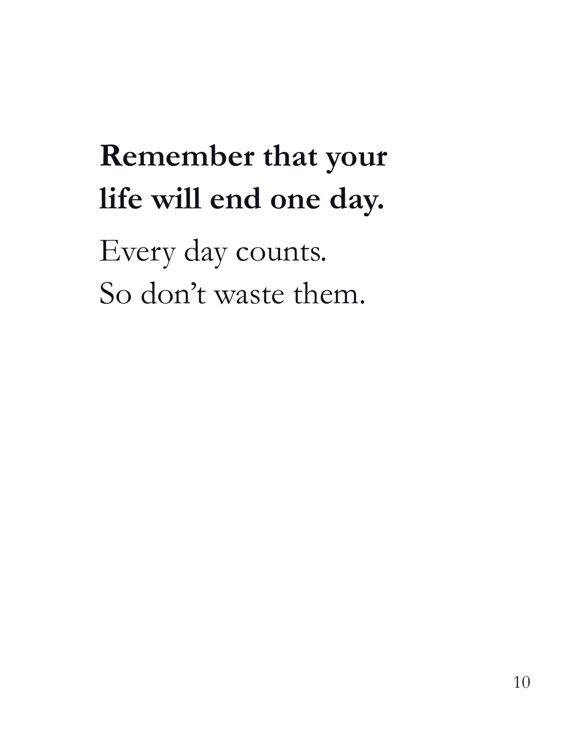**Remember that your life will end one day.**

Every day counts.
So don't waste them.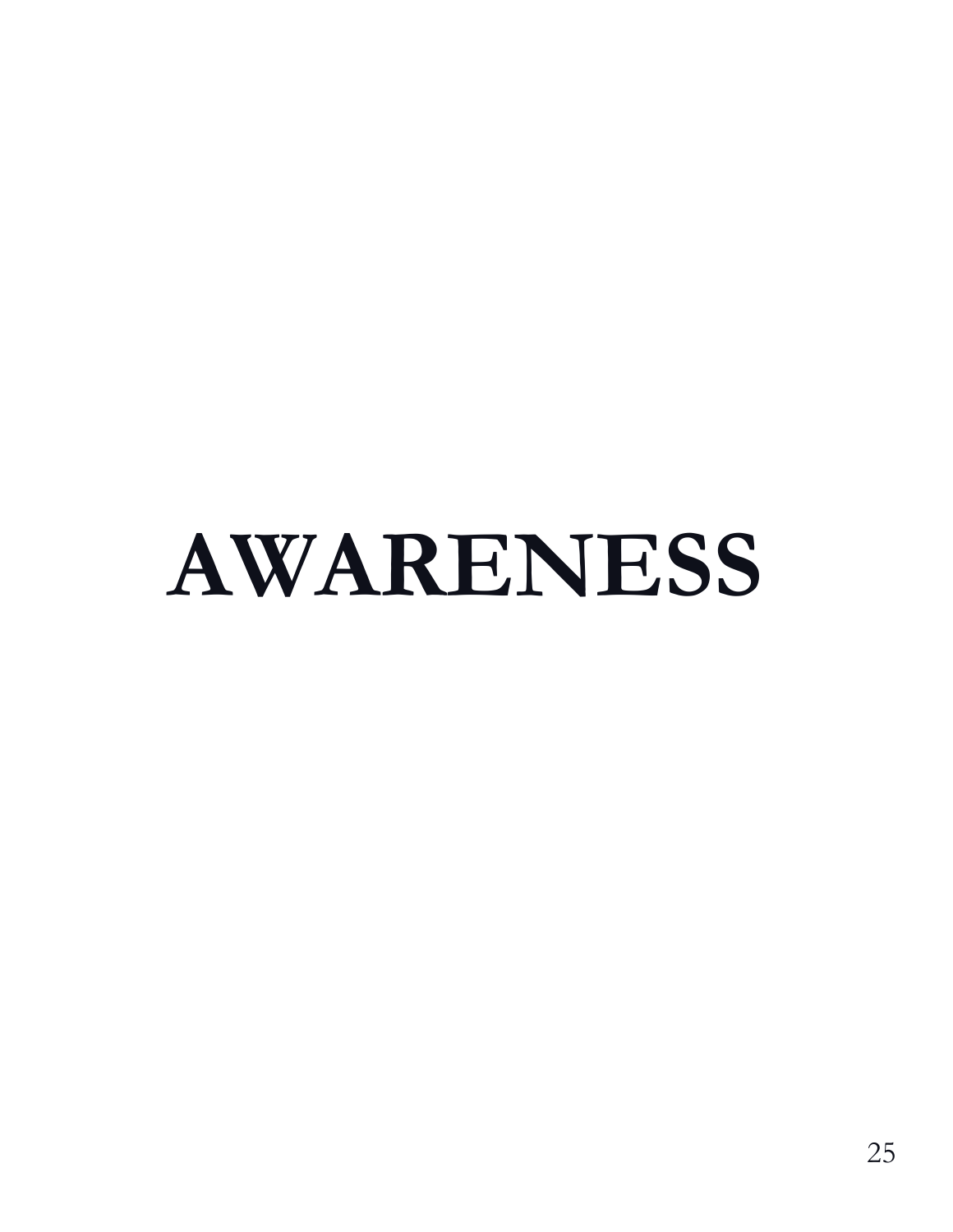# AWARENESS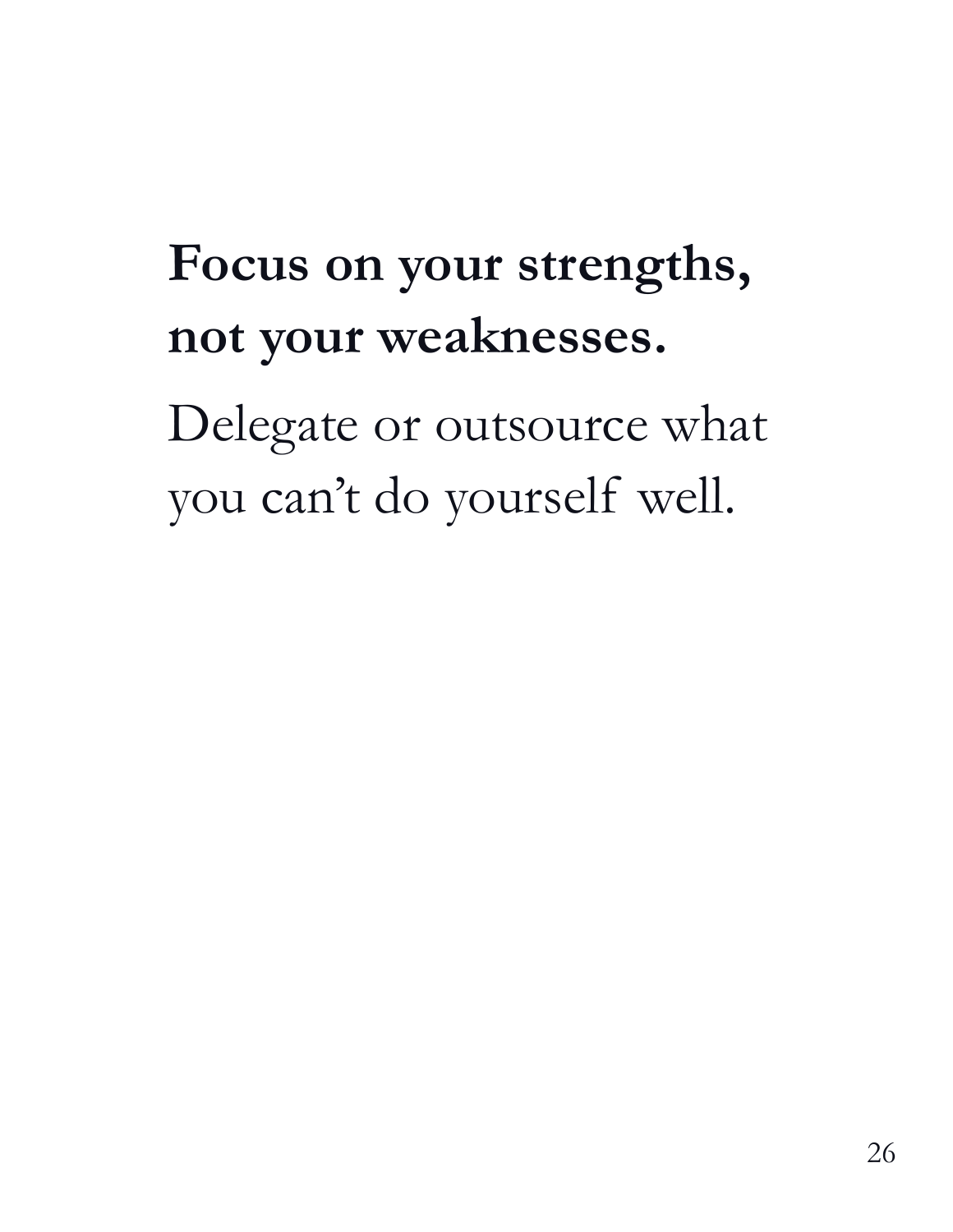**Focus on your strengths, not your weaknesses.**

Delegate or outsource what you can’t do yourself well.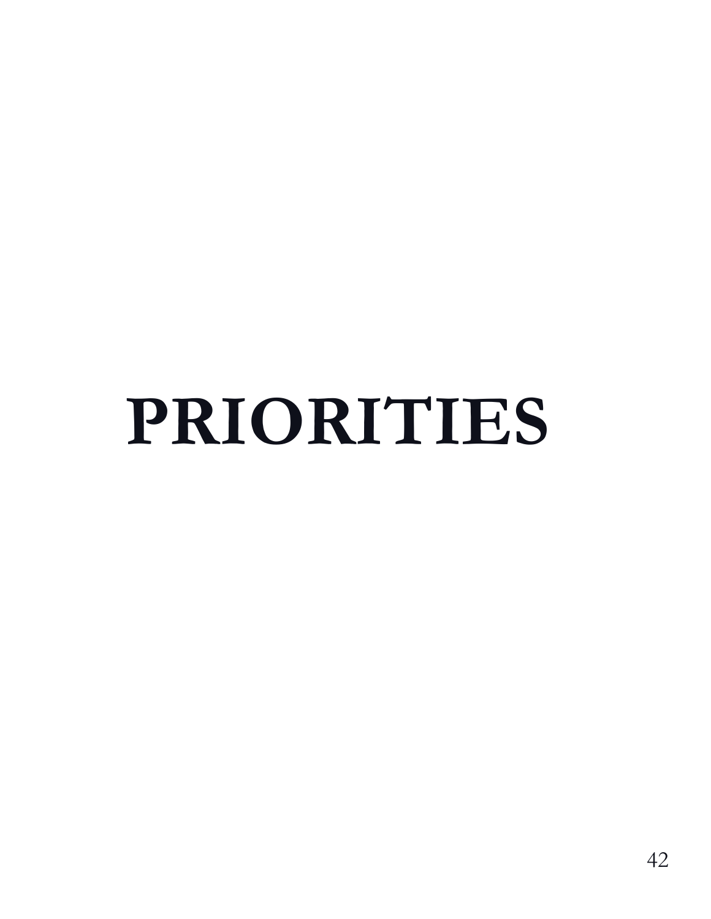# PRIORITIES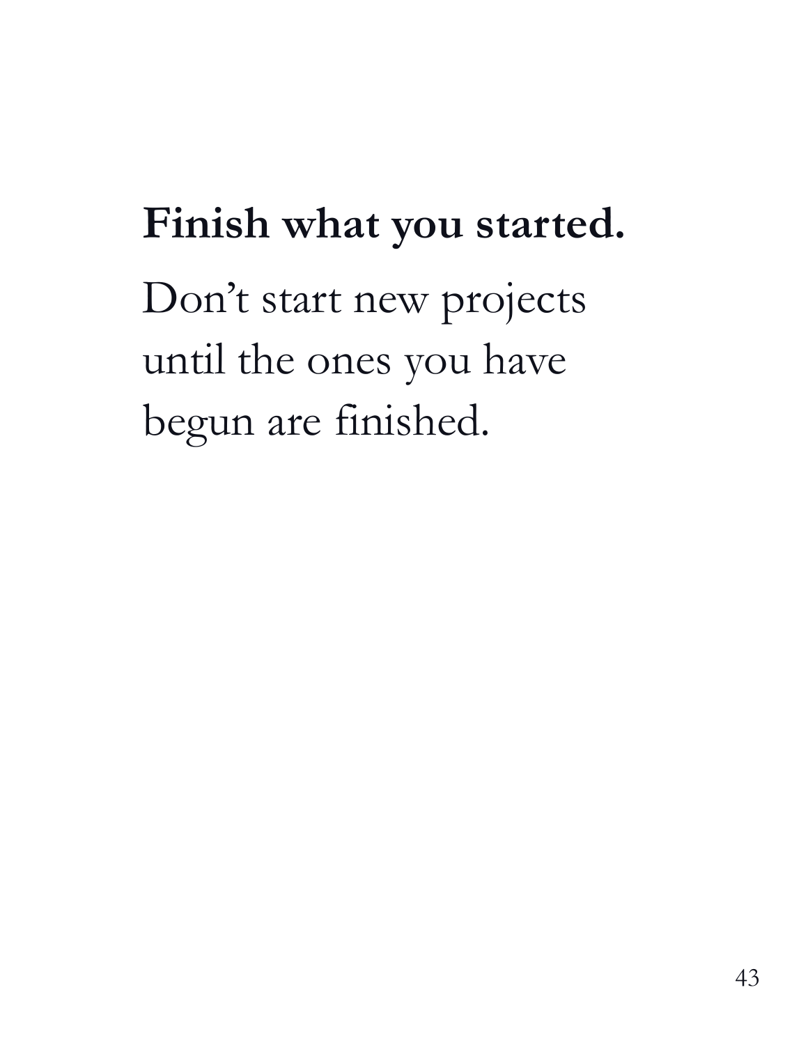**Finish what you started.**

Don’t start new projects until the ones you have begun are finished.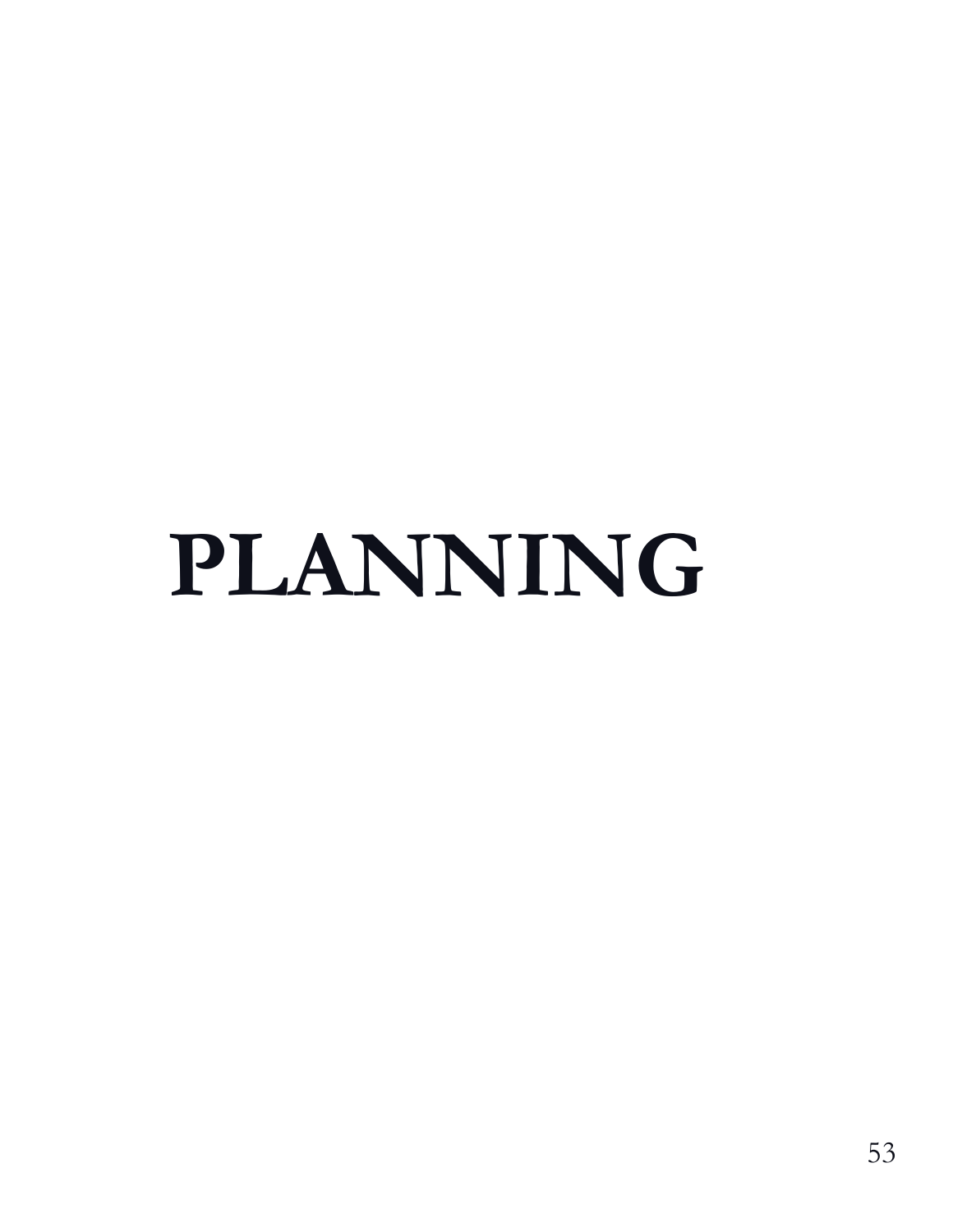# PLANNING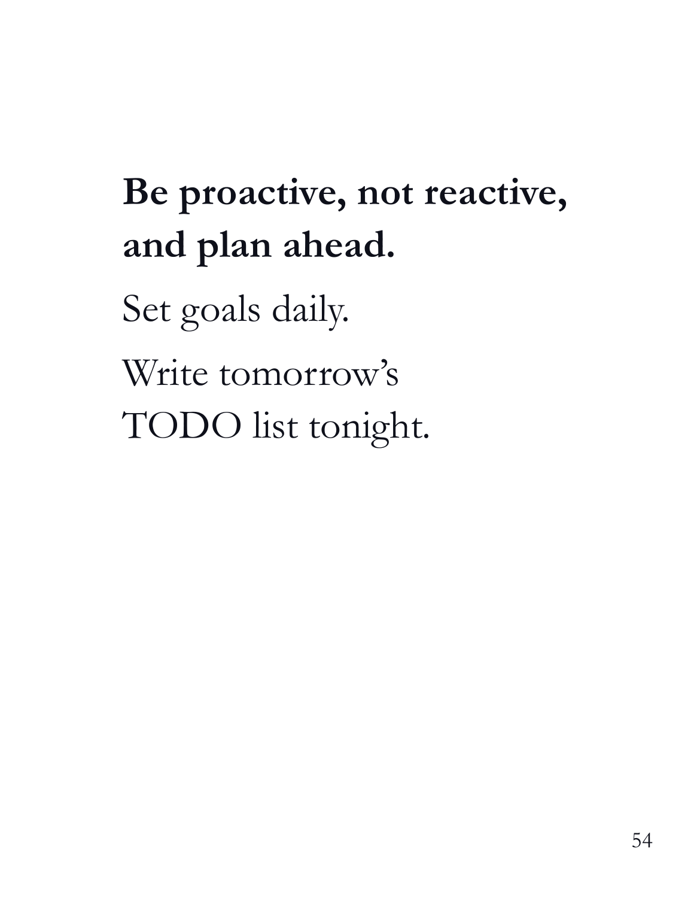**Be proactive, not reactive, and plan ahead.**

Set goals daily.

Write tomorrow's TODO list tonight.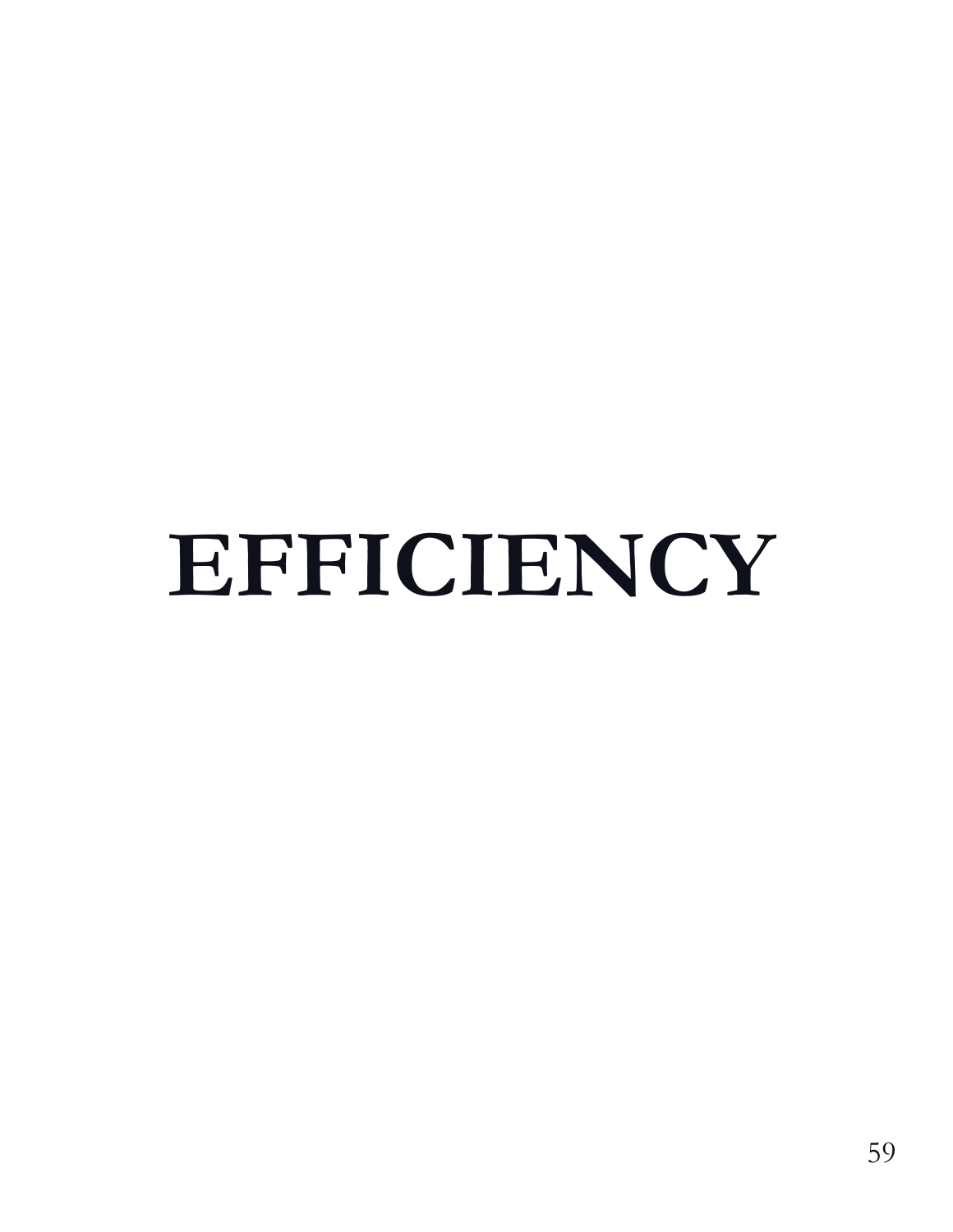# EFFICIENCY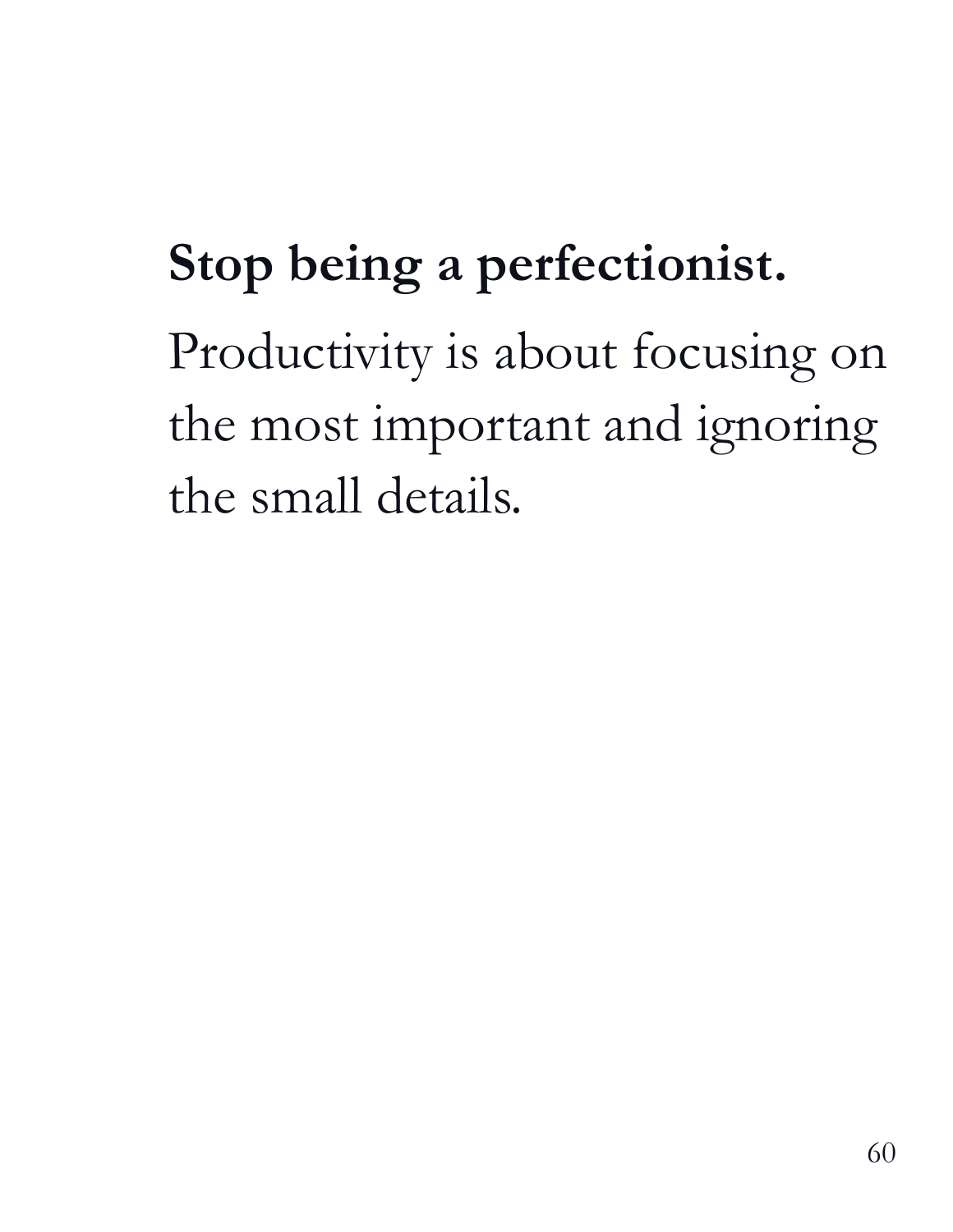**Stop being a perfectionist.**

Productivity is about focusing on the most important and ignoring the small details.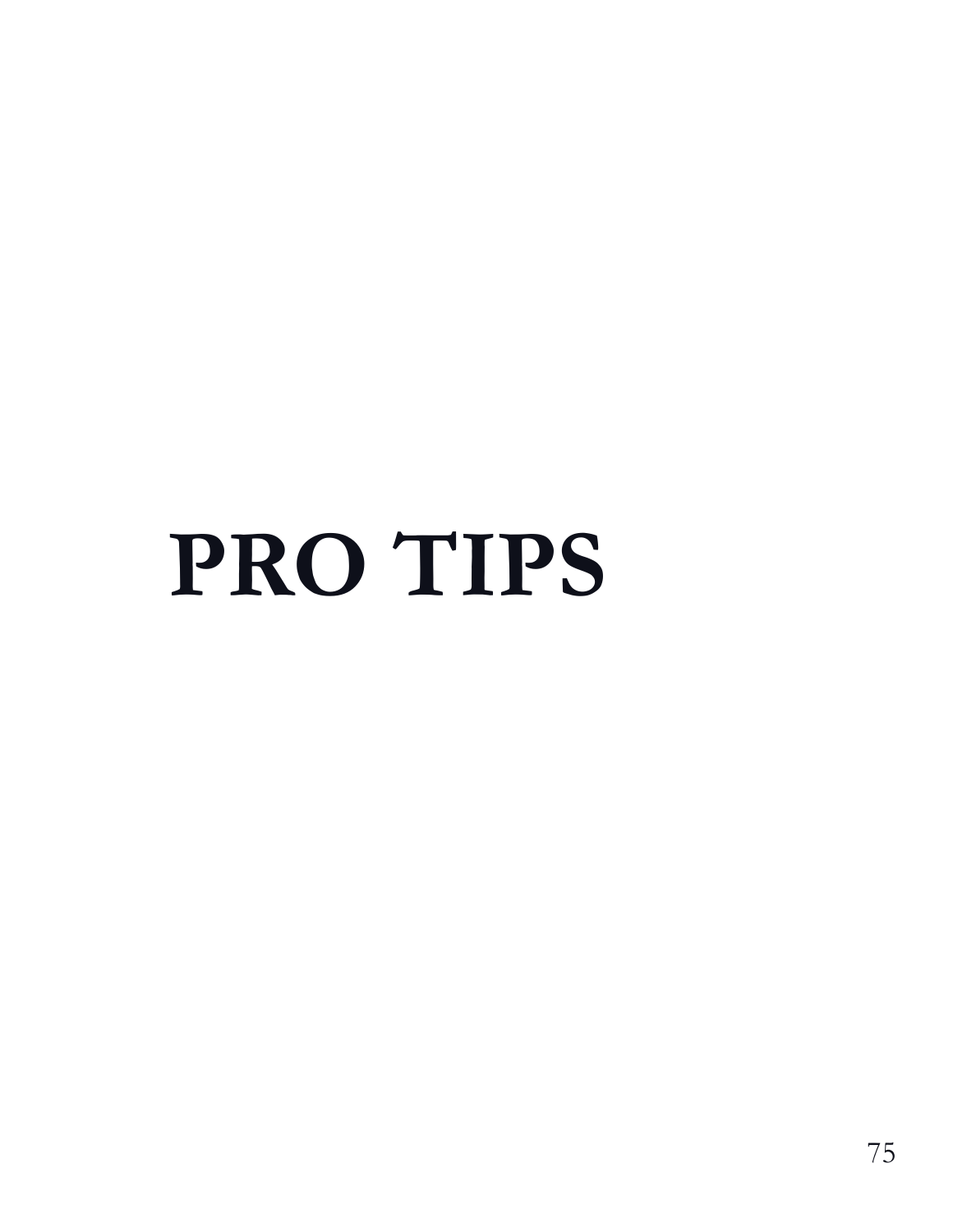# PRO TIPS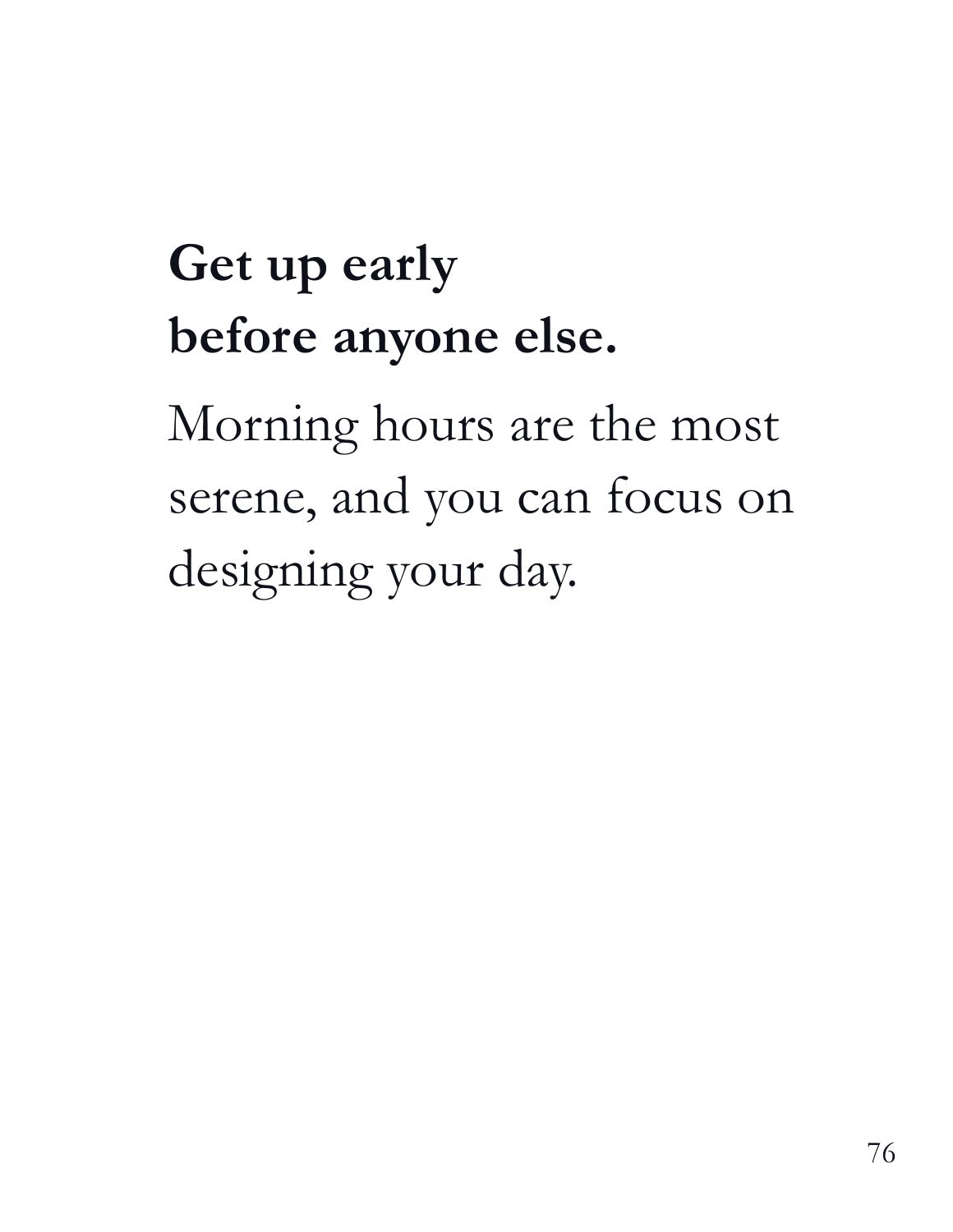**Get up early**
**before anyone else.**

Morning hours are the most serene, and you can focus on designing your day.